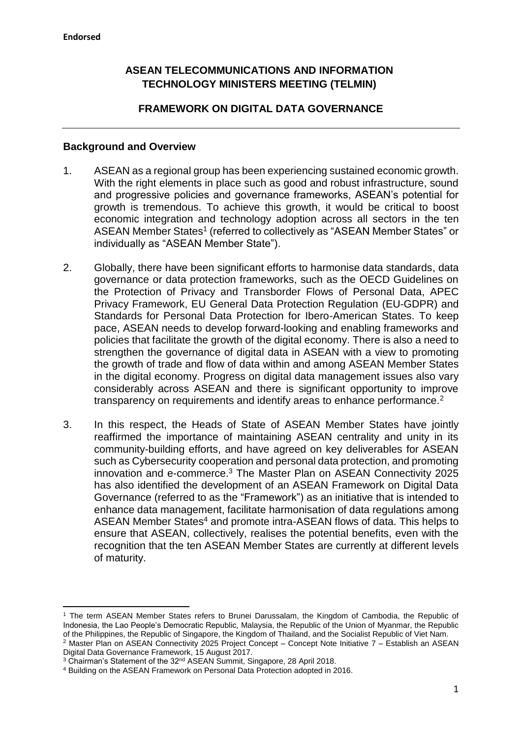**Endorsed**

# ASEAN TELECOMMUNICATIONS AND INFORMATION TECHNOLOGY MINISTERS MEETING (TELMIN)

## FRAMEWORK ON DIGITAL DATA GOVERNANCE

---

### Background and Overview

1. ASEAN as a regional group has been experiencing sustained economic growth. With the right elements in place such as good and robust infrastructure, sound and progressive policies and governance frameworks, ASEAN's potential for growth is tremendous. To achieve this growth, it would be critical to boost economic integration and technology adoption across all sectors in the ten ASEAN Member States[1] (referred to collectively as "ASEAN Member States" or individually as "ASEAN Member State").

2. Globally, there have been significant efforts to harmonise data standards, data governance or data protection frameworks, such as the OECD Guidelines on the Protection of Privacy and Transborder Flows of Personal Data, APEC Privacy Framework, EU General Data Protection Regulation (EU-GDPR) and Standards for Personal Data Protection for Ibero-American States. To keep pace, ASEAN needs to develop forward-looking and enabling frameworks and policies that facilitate the growth of the digital economy. There is also a need to strengthen the governance of digital data in ASEAN with a view to promoting the growth of trade and flow of data within and among ASEAN Member States in the digital economy. Progress on digital data management issues also vary considerably across ASEAN and there is significant opportunity to improve transparency on requirements and identify areas to enhance performance.[2]

3. In this respect, the Heads of State of ASEAN Member States have jointly reaffirmed the importance of maintaining ASEAN centrality and unity in its community-building efforts, and have agreed on key deliverables for ASEAN such as Cybersecurity cooperation and personal data protection, and promoting innovation and e-commerce.[3] The Master Plan on ASEAN Connectivity 2025 has also identified the development of an ASEAN Framework on Digital Data Governance (referred to as the "Framework") as an initiative that is intended to enhance data management, facilitate harmonisation of data regulations among ASEAN Member States[4] and promote intra-ASEAN flows of data. This helps to ensure that ASEAN, collectively, realises the potential benefits, even with the recognition that the ten ASEAN Member States are currently at different levels of maturity.

---

[1] The term ASEAN Member States refers to Brunei Darussalam, the Kingdom of Cambodia, the Republic of Indonesia, the Lao People's Democratic Republic, Malaysia, the Republic of the Union of Myanmar, the Republic of the Philippines, the Republic of Singapore, the Kingdom of Thailand, and the Socialist Republic of Viet Nam.

[2] Master Plan on ASEAN Connectivity 2025 Project Concept – Concept Note Initiative 7 – Establish an ASEAN Digital Data Governance Framework, 15 August 2017.

[3] Chairman's Statement of the 32nd ASEAN Summit, Singapore, 28 April 2018.

[4] Building on the ASEAN Framework on Personal Data Protection adopted in 2016.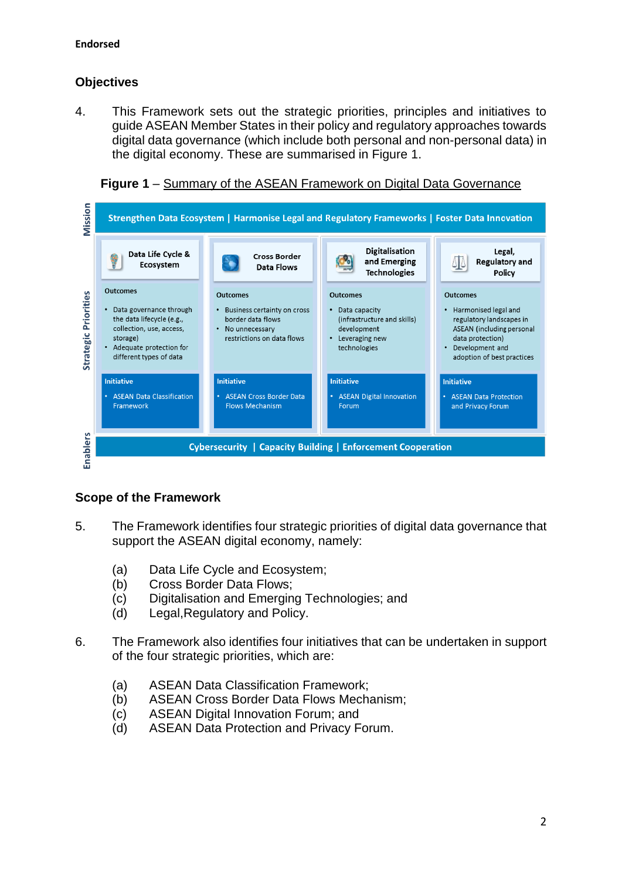## Objectives

4. This Framework sets out the strategic priorities, principles and initiatives to guide ASEAN Member States in their policy and regulatory approaches towards digital data governance (which include both personal and non-personal data) in the digital economy. These are summarised in Figure 1.

**Figure 1** – Summary of the ASEAN Framework on Digital Data Governance

**Mission:** Strengthen Data Ecosystem | Harmonise Legal and Regulatory Frameworks | Foster Data Innovation

**Strategic Priorities:**

| Data Life Cycle & Ecosystem | Cross Border Data Flows | Digitalisation and Emerging Technologies | Legal, Regulatory and Policy |
|---|---|---|---|
| **Outcomes**<br>• Data governance through the data lifecycle (e.g., collection, use, access, storage)<br>• Adequate protection for different types of data | **Outcomes**<br>• Business certainty on cross border data flows<br>• No unnecessary restrictions on data flows | **Outcomes**<br>• Data capacity (infrastructure and skills) development<br>• Leveraging new technologies | **Outcomes**<br>• Harmonised legal and regulatory landscapes in ASEAN (including personal data protection)<br>• Development and adoption of best practices |
| **Initiative**<br>• ASEAN Data Classification Framework | **Initiative**<br>• ASEAN Cross Border Data Flows Mechanism | **Initiative**<br>• ASEAN Digital Innovation Forum | **Initiative**<br>• ASEAN Data Protection and Privacy Forum |

**Enablers:** Cybersecurity | Capacity Building | Enforcement Cooperation

## Scope of the Framework

5. The Framework identifies four strategic priorities of digital data governance that support the ASEAN digital economy, namely:

   (a) Data Life Cycle and Ecosystem;
   (b) Cross Border Data Flows;
   (c) Digitalisation and Emerging Technologies; and
   (d) Legal,Regulatory and Policy.

6. The Framework also identifies four initiatives that can be undertaken in support of the four strategic priorities, which are:

   (a) ASEAN Data Classification Framework;
   (b) ASEAN Cross Border Data Flows Mechanism;
   (c) ASEAN Digital Innovation Forum; and
   (d) ASEAN Data Protection and Privacy Forum.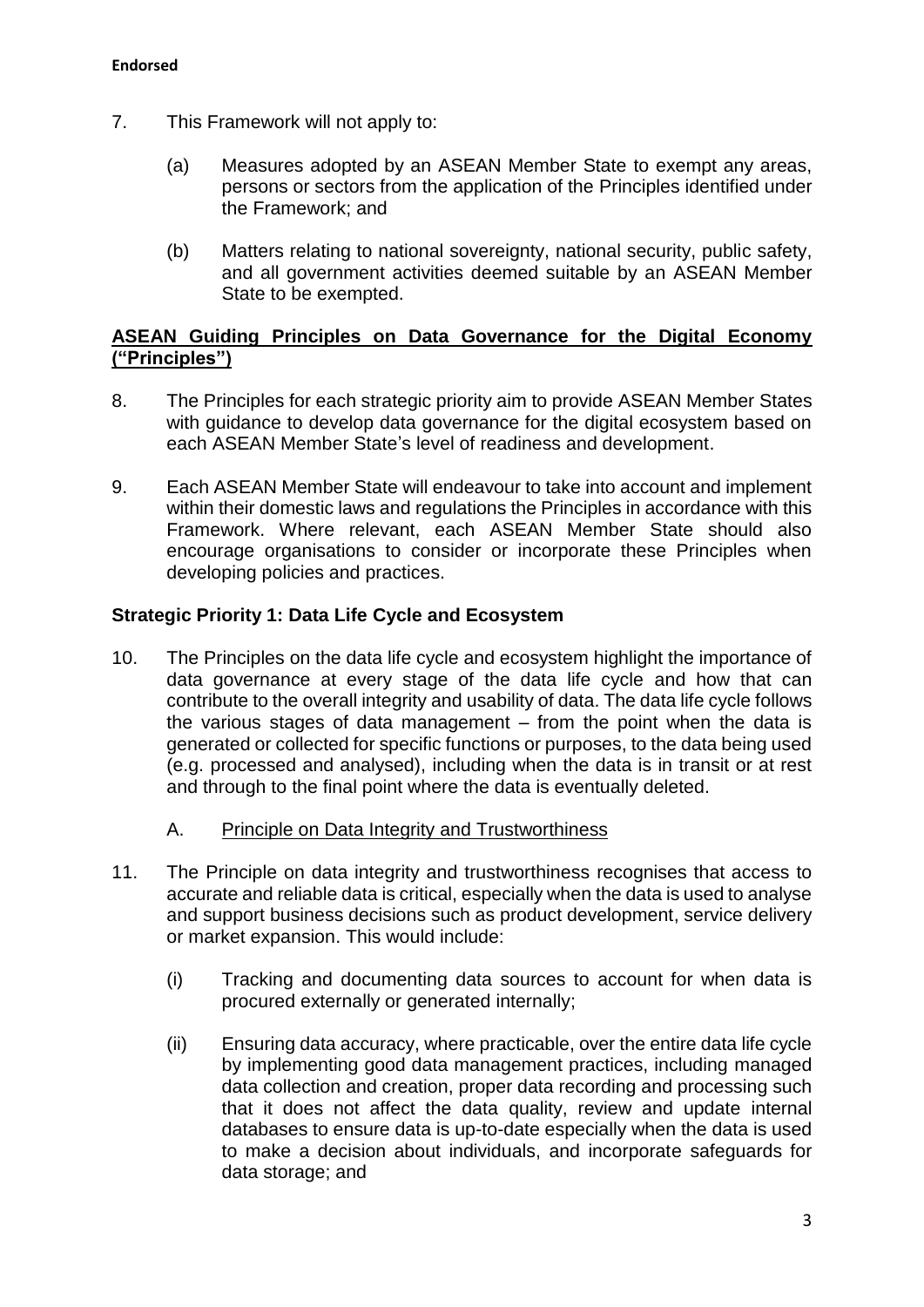7. This Framework will not apply to:

   (a) Measures adopted by an ASEAN Member State to exempt any areas, persons or sectors from the application of the Principles identified under the Framework; and

   (b) Matters relating to national sovereignty, national security, public safety, and all government activities deemed suitable by an ASEAN Member State to be exempted.

## ASEAN Guiding Principles on Data Governance for the Digital Economy ("Principles")

8. The Principles for each strategic priority aim to provide ASEAN Member States with guidance to develop data governance for the digital ecosystem based on each ASEAN Member State's level of readiness and development.

9. Each ASEAN Member State will endeavour to take into account and implement within their domestic laws and regulations the Principles in accordance with this Framework. Where relevant, each ASEAN Member State should also encourage organisations to consider or incorporate these Principles when developing policies and practices.

### Strategic Priority 1: Data Life Cycle and Ecosystem

10. The Principles on the data life cycle and ecosystem highlight the importance of data governance at every stage of the data life cycle and how that can contribute to the overall integrity and usability of data. The data life cycle follows the various stages of data management – from the point when the data is generated or collected for specific functions or purposes, to the data being used (e.g. processed and analysed), including when the data is in transit or at rest and through to the final point where the data is eventually deleted.

#### A. Principle on Data Integrity and Trustworthiness

11. The Principle on data integrity and trustworthiness recognises that access to accurate and reliable data is critical, especially when the data is used to analyse and support business decisions such as product development, service delivery or market expansion. This would include:

   (i) Tracking and documenting data sources to account for when data is procured externally or generated internally;

   (ii) Ensuring data accuracy, where practicable, over the entire data life cycle by implementing good data management practices, including managed data collection and creation, proper data recording and processing such that it does not affect the data quality, review and update internal databases to ensure data is up-to-date especially when the data is used to make a decision about individuals, and incorporate safeguards for data storage; and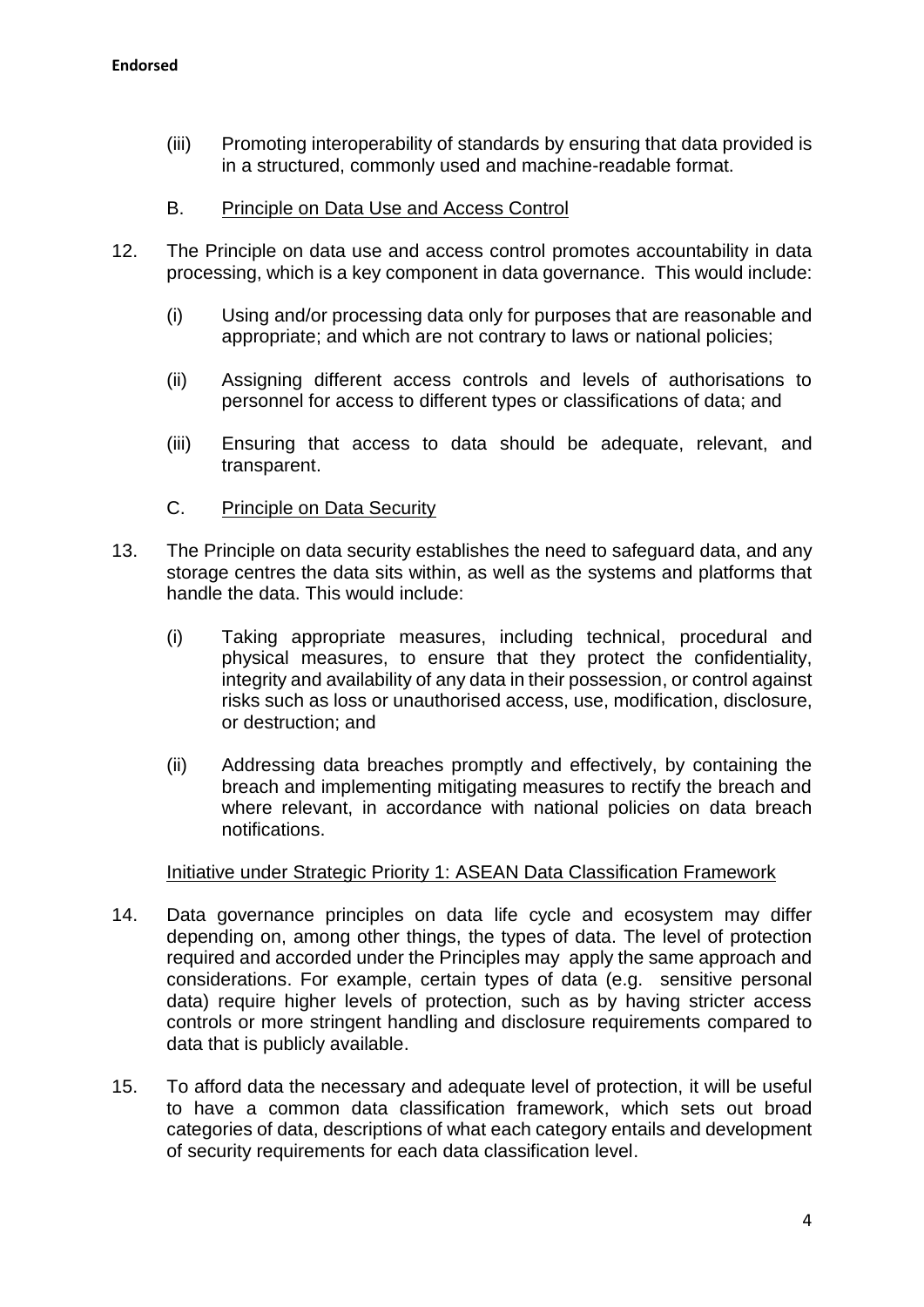(iii) Promoting interoperability of standards by ensuring that data provided is in a structured, commonly used and machine-readable format.

B. Principle on Data Use and Access Control

12. The Principle on data use and access control promotes accountability in data processing, which is a key component in data governance. This would include:

    (i) Using and/or processing data only for purposes that are reasonable and appropriate; and which are not contrary to laws or national policies;

    (ii) Assigning different access controls and levels of authorisations to personnel for access to different types or classifications of data; and

    (iii) Ensuring that access to data should be adequate, relevant, and transparent.

C. Principle on Data Security

13. The Principle on data security establishes the need to safeguard data, and any storage centres the data sits within, as well as the systems and platforms that handle the data. This would include:

    (i) Taking appropriate measures, including technical, procedural and physical measures, to ensure that they protect the confidentiality, integrity and availability of any data in their possession, or control against risks such as loss or unauthorised access, use, modification, disclosure, or destruction; and

    (ii) Addressing data breaches promptly and effectively, by containing the breach and implementing mitigating measures to rectify the breach and where relevant, in accordance with national policies on data breach notifications.

Initiative under Strategic Priority 1: ASEAN Data Classification Framework

14. Data governance principles on data life cycle and ecosystem may differ depending on, among other things, the types of data. The level of protection required and accorded under the Principles may apply the same approach and considerations. For example, certain types of data (e.g. sensitive personal data) require higher levels of protection, such as by having stricter access controls or more stringent handling and disclosure requirements compared to data that is publicly available.

15. To afford data the necessary and adequate level of protection, it will be useful to have a common data classification framework, which sets out broad categories of data, descriptions of what each category entails and development of security requirements for each data classification level.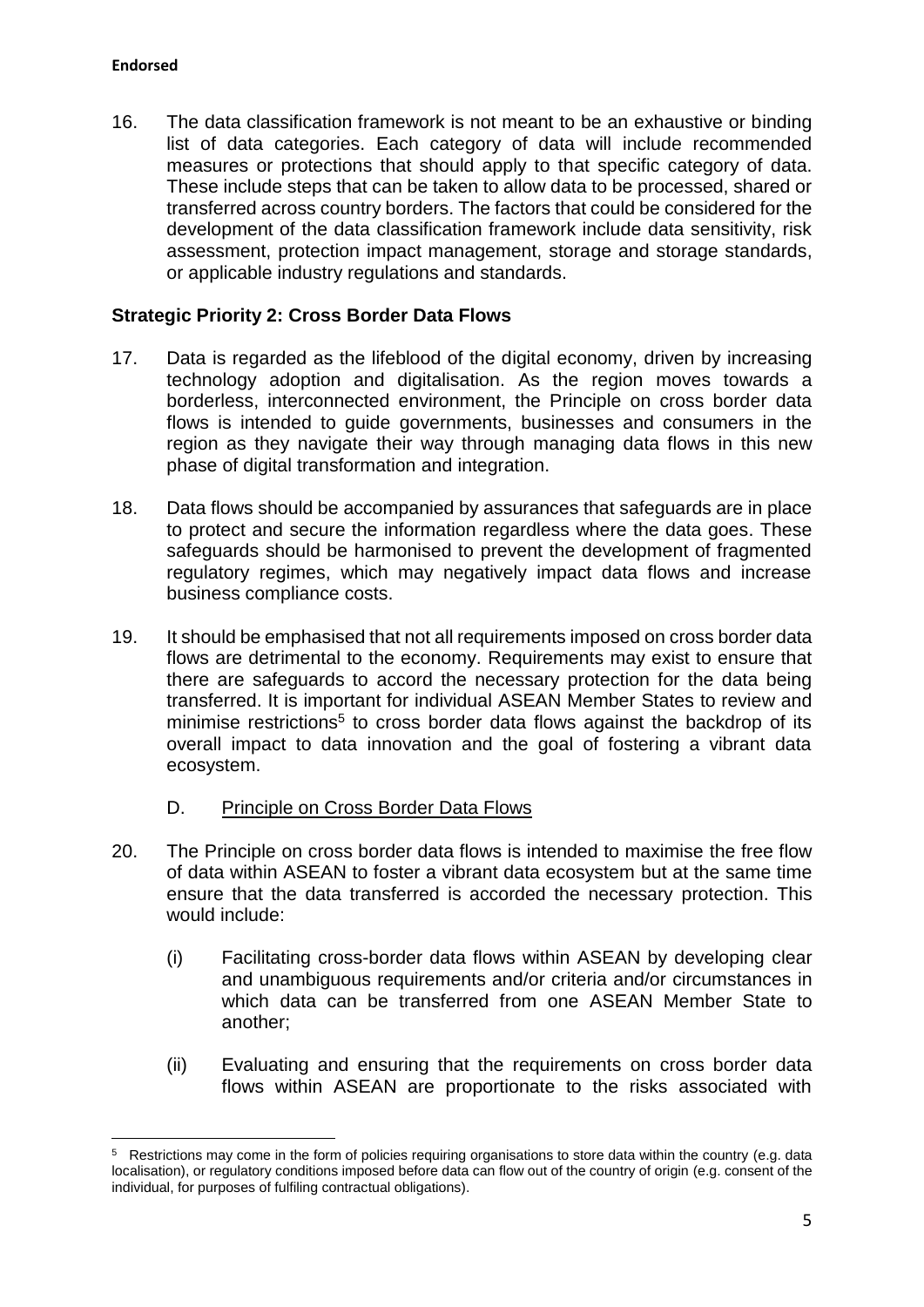16. The data classification framework is not meant to be an exhaustive or binding list of data categories. Each category of data will include recommended measures or protections that should apply to that specific category of data. These include steps that can be taken to allow data to be processed, shared or transferred across country borders. The factors that could be considered for the development of the data classification framework include data sensitivity, risk assessment, protection impact management, storage and storage standards, or applicable industry regulations and standards.

### Strategic Priority 2: Cross Border Data Flows

17. Data is regarded as the lifeblood of the digital economy, driven by increasing technology adoption and digitalisation. As the region moves towards a borderless, interconnected environment, the Principle on cross border data flows is intended to guide governments, businesses and consumers in the region as they navigate their way through managing data flows in this new phase of digital transformation and integration.

18. Data flows should be accompanied by assurances that safeguards are in place to protect and secure the information regardless where the data goes. These safeguards should be harmonised to prevent the development of fragmented regulatory regimes, which may negatively impact data flows and increase business compliance costs.

19. It should be emphasised that not all requirements imposed on cross border data flows are detrimental to the economy. Requirements may exist to ensure that there are safeguards to accord the necessary protection for the data being transferred. It is important for individual ASEAN Member States to review and minimise restrictions[5] to cross border data flows against the backdrop of its overall impact to data innovation and the goal of fostering a vibrant data ecosystem.

D. Principle on Cross Border Data Flows

20. The Principle on cross border data flows is intended to maximise the free flow of data within ASEAN to foster a vibrant data ecosystem but at the same time ensure that the data transferred is accorded the necessary protection. This would include:

   (i) Facilitating cross-border data flows within ASEAN by developing clear and unambiguous requirements and/or criteria and/or circumstances in which data can be transferred from one ASEAN Member State to another;

   (ii) Evaluating and ensuring that the requirements on cross border data flows within ASEAN are proportionate to the risks associated with

---

[5] Restrictions may come in the form of policies requiring organisations to store data within the country (e.g. data localisation), or regulatory conditions imposed before data can flow out of the country of origin (e.g. consent of the individual, for purposes of fulfiling contractual obligations).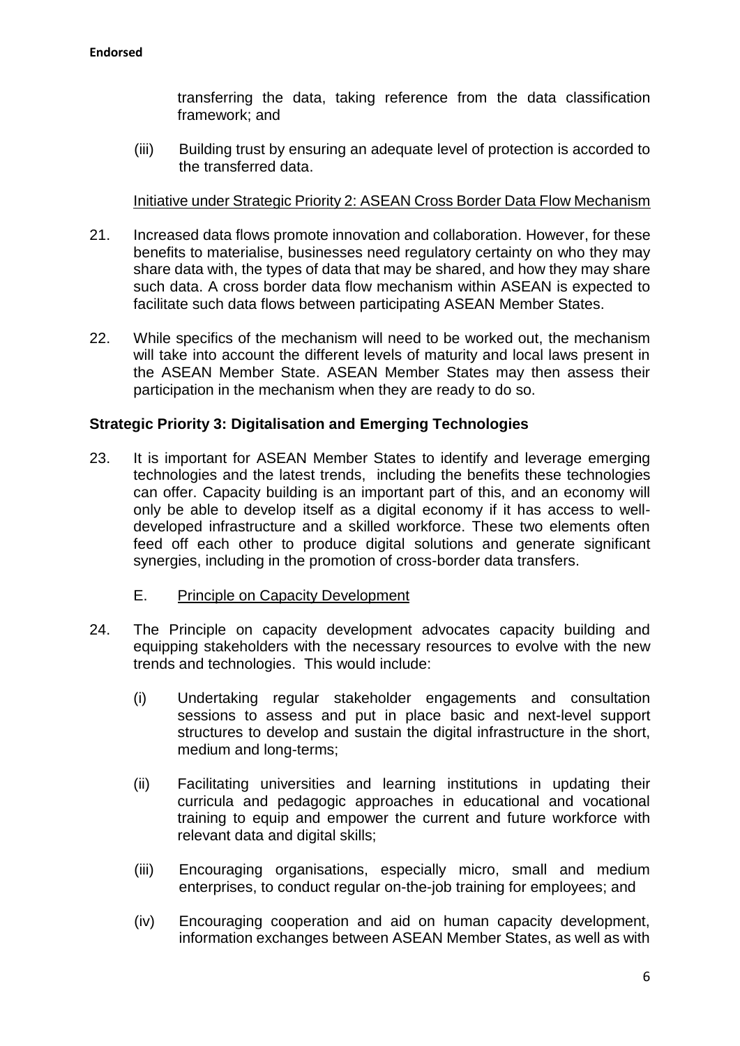transferring the data, taking reference from the data classification framework; and

(iii) Building trust by ensuring an adequate level of protection is accorded to the transferred data.

<u>Initiative under Strategic Priority 2: ASEAN Cross Border Data Flow Mechanism</u>

21. Increased data flows promote innovation and collaboration. However, for these benefits to materialise, businesses need regulatory certainty on who they may share data with, the types of data that may be shared, and how they may share such data. A cross border data flow mechanism within ASEAN is expected to facilitate such data flows between participating ASEAN Member States.

22. While specifics of the mechanism will need to be worked out, the mechanism will take into account the different levels of maturity and local laws present in the ASEAN Member State. ASEAN Member States may then assess their participation in the mechanism when they are ready to do so.

**Strategic Priority 3: Digitalisation and Emerging Technologies**

23. It is important for ASEAN Member States to identify and leverage emerging technologies and the latest trends, including the benefits these technologies can offer. Capacity building is an important part of this, and an economy will only be able to develop itself as a digital economy if it has access to well-developed infrastructure and a skilled workforce. These two elements often feed off each other to produce digital solutions and generate significant synergies, including in the promotion of cross-border data transfers.

E. <u>Principle on Capacity Development</u>

24. The Principle on capacity development advocates capacity building and equipping stakeholders with the necessary resources to evolve with the new trends and technologies. This would include:

(i) Undertaking regular stakeholder engagements and consultation sessions to assess and put in place basic and next-level support structures to develop and sustain the digital infrastructure in the short, medium and long-terms;

(ii) Facilitating universities and learning institutions in updating their curricula and pedagogic approaches in educational and vocational training to equip and empower the current and future workforce with relevant data and digital skills;

(iii) Encouraging organisations, especially micro, small and medium enterprises, to conduct regular on-the-job training for employees; and

(iv) Encouraging cooperation and aid on human capacity development, information exchanges between ASEAN Member States, as well as with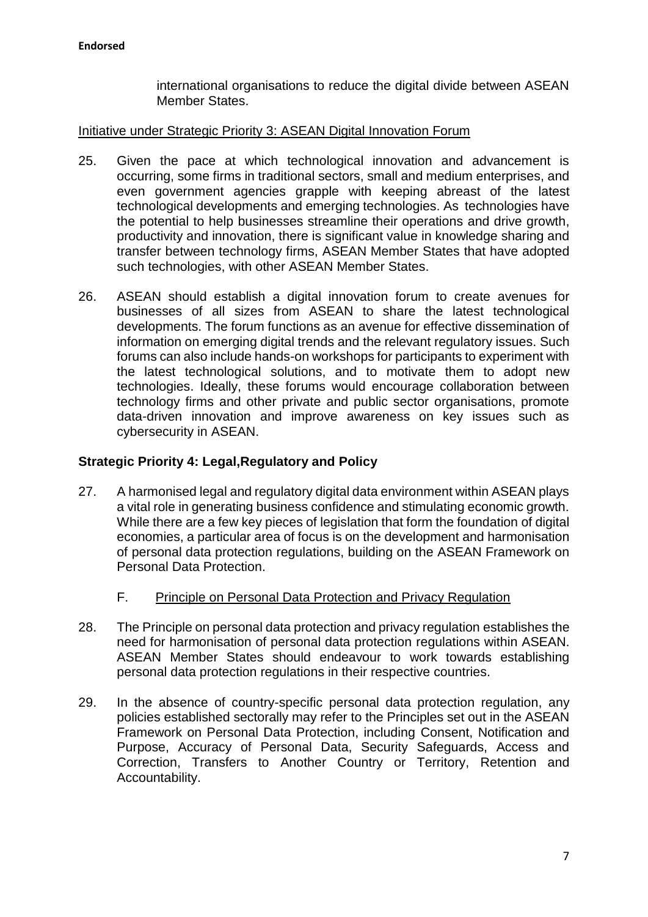international organisations to reduce the digital divide between ASEAN Member States.

Initiative under Strategic Priority 3: ASEAN Digital Innovation Forum

25. Given the pace at which technological innovation and advancement is occurring, some firms in traditional sectors, small and medium enterprises, and even government agencies grapple with keeping abreast of the latest technological developments and emerging technologies. As technologies have the potential to help businesses streamline their operations and drive growth, productivity and innovation, there is significant value in knowledge sharing and transfer between technology firms, ASEAN Member States that have adopted such technologies, with other ASEAN Member States.

26. ASEAN should establish a digital innovation forum to create avenues for businesses of all sizes from ASEAN to share the latest technological developments. The forum functions as an avenue for effective dissemination of information on emerging digital trends and the relevant regulatory issues. Such forums can also include hands-on workshops for participants to experiment with the latest technological solutions, and to motivate them to adopt new technologies. Ideally, these forums would encourage collaboration between technology firms and other private and public sector organisations, promote data-driven innovation and improve awareness on key issues such as cybersecurity in ASEAN.

### Strategic Priority 4: Legal,Regulatory and Policy

27. A harmonised legal and regulatory digital data environment within ASEAN plays a vital role in generating business confidence and stimulating economic growth. While there are a few key pieces of legislation that form the foundation of digital economies, a particular area of focus is on the development and harmonisation of personal data protection regulations, building on the ASEAN Framework on Personal Data Protection.

F. Principle on Personal Data Protection and Privacy Regulation

28. The Principle on personal data protection and privacy regulation establishes the need for harmonisation of personal data protection regulations within ASEAN. ASEAN Member States should endeavour to work towards establishing personal data protection regulations in their respective countries.

29. In the absence of country-specific personal data protection regulation, any policies established sectorally may refer to the Principles set out in the ASEAN Framework on Personal Data Protection, including Consent, Notification and Purpose, Accuracy of Personal Data, Security Safeguards, Access and Correction, Transfers to Another Country or Territory, Retention and Accountability.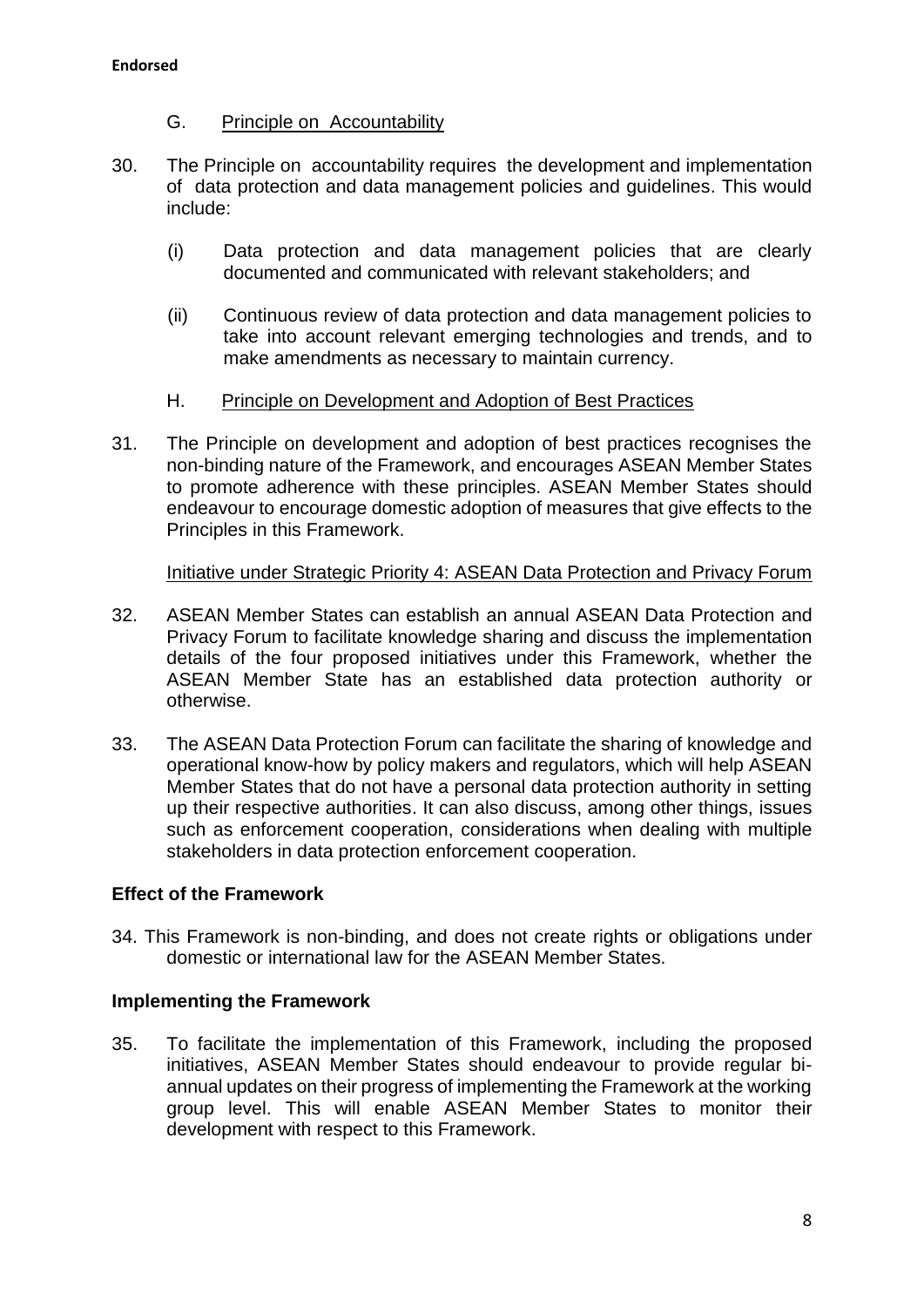**Endorsed**

G. Principle on Accountability

30. The Principle on accountability requires the development and implementation of data protection and data management policies and guidelines. This would include:

    (i) Data protection and data management policies that are clearly documented and communicated with relevant stakeholders; and

    (ii) Continuous review of data protection and data management policies to take into account relevant emerging technologies and trends, and to make amendments as necessary to maintain currency.

H. Principle on Development and Adoption of Best Practices

31. The Principle on development and adoption of best practices recognises the non-binding nature of the Framework, and encourages ASEAN Member States to promote adherence with these principles. ASEAN Member States should endeavour to encourage domestic adoption of measures that give effects to the Principles in this Framework.

Initiative under Strategic Priority 4: ASEAN Data Protection and Privacy Forum

32. ASEAN Member States can establish an annual ASEAN Data Protection and Privacy Forum to facilitate knowledge sharing and discuss the implementation details of the four proposed initiatives under this Framework, whether the ASEAN Member State has an established data protection authority or otherwise.

33. The ASEAN Data Protection Forum can facilitate the sharing of knowledge and operational know-how by policy makers and regulators, which will help ASEAN Member States that do not have a personal data protection authority in setting up their respective authorities. It can also discuss, among other things, issues such as enforcement cooperation, considerations when dealing with multiple stakeholders in data protection enforcement cooperation.

## Effect of the Framework

34. This Framework is non-binding, and does not create rights or obligations under domestic or international law for the ASEAN Member States.

## Implementing the Framework

35. To facilitate the implementation of this Framework, including the proposed initiatives, ASEAN Member States should endeavour to provide regular bi-annual updates on their progress of implementing the Framework at the working group level. This will enable ASEAN Member States to monitor their development with respect to this Framework.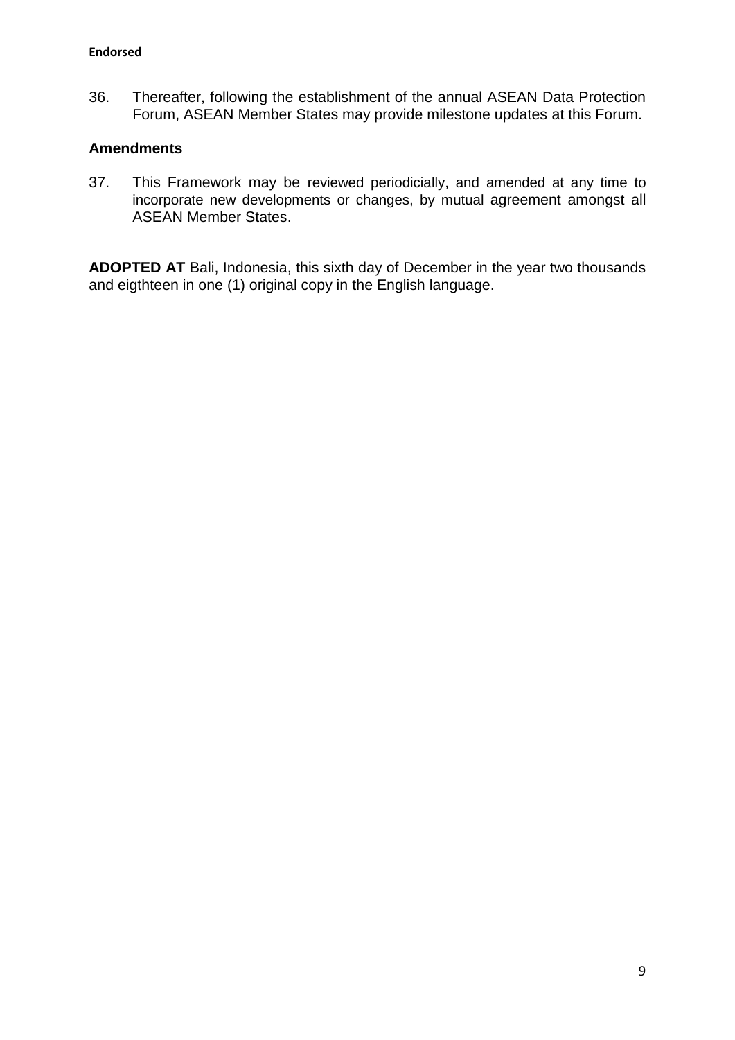36. Thereafter, following the establishment of the annual ASEAN Data Protection Forum, ASEAN Member States may provide milestone updates at this Forum.

### Amendments

37. This Framework may be reviewed periodicially, and amended at any time to incorporate new developments or changes, by mutual agreement amongst all ASEAN Member States.

**ADOPTED AT** Bali, Indonesia, this sixth day of December in the year two thousands and eigthteen in one (1) original copy in the English language.